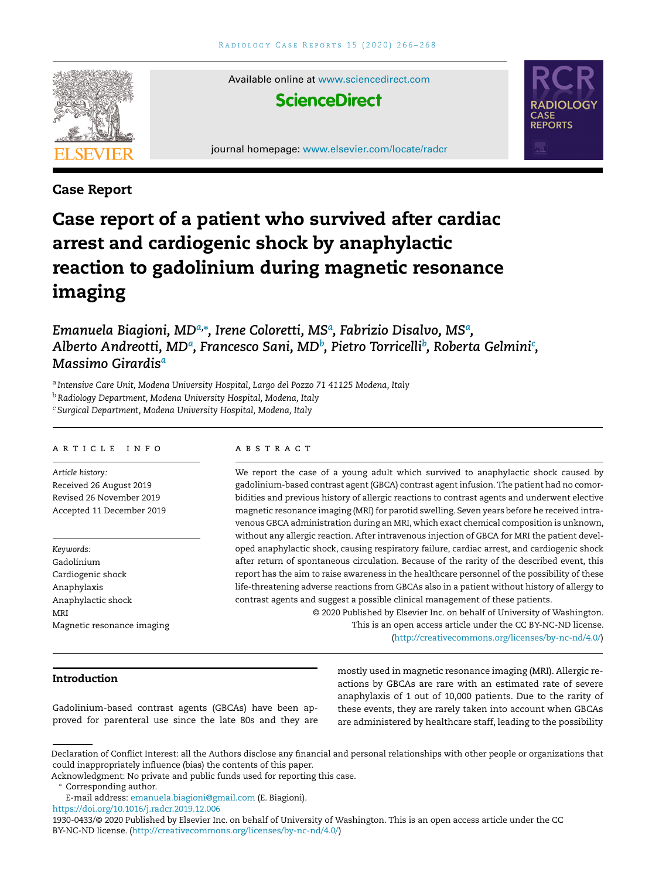Case Report

# Case report of a patient who survived after cardiac arrest and cardiogenic shock by anaphylactic reaction to gadolinium during magnetic resonance imaging

*Emanuela Biagioni, MD[a,*], Irene Coloretti, MS[a], Fabrizio Disalvo, MS[a], Alberto Andreotti, MD[a], Francesco Sani, MD[b], Pietro Torricelli[b], Roberta Gelmini[c], Massimo Girardis[a]*

[a] *Intensive Care Unit, Modena University Hospital, Largo del Pozzo 71 41125 Modena, Italy*
[b] *Radiology Department, Modena University Hospital, Modena, Italy*
[c] *Surgical Department, Modena University Hospital, Modena, Italy*

## ARTICLE INFO

*Article history:*
Received 26 August 2019
Revised 26 November 2019
Accepted 11 December 2019

*Keywords:*
Gadolinium
Cardiogenic shock
Anaphylaxis
Anaphylactic shock
MRI
Magnetic resonance imaging

## ABSTRACT

We report the case of a young adult which survived to anaphylactic shock caused by gadolinium-based contrast agent (GBCA) contrast agent infusion. The patient had no comorbidities and previous history of allergic reactions to contrast agents and underwent elective magnetic resonance imaging (MRI) for parotid swelling. Seven years before he received intravenous GBCA administration during an MRI, which exact chemical composition is unknown, without any allergic reaction. After intravenous injection of GBCA for MRI the patient developed anaphylactic shock, causing respiratory failure, cardiac arrest, and cardiogenic shock after return of spontaneous circulation. Because of the rarity of the described event, this report has the aim to raise awareness in the healthcare personnel of the possibility of these life-threatening adverse reactions from GBCAs also in a patient without history of allergy to contrast agents and suggest a possible clinical management of these patients.

© 2020 Published by Elsevier Inc. on behalf of University of Washington.
This is an open access article under the CC BY-NC-ND license.
(http://creativecommons.org/licenses/by-nc-nd/4.0/)

## Introduction

Gadolinium-based contrast agents (GBCAs) have been approved for parenteral use since the late 80s and they are mostly used in magnetic resonance imaging (MRI). Allergic reactions by GBCAs are rare with an estimated rate of severe anaphylaxis of 1 out of 10,000 patients. Due to the rarity of these events, they are rarely taken into account when GBCAs are administered by healthcare staff, leading to the possibility

---

Declaration of Conflict Interest: all the Authors disclose any financial and personal relationships with other people or organizations that could inappropriately influence (bias) the contents of this paper.
Acknowledgment: No private and public funds used for reporting this case.
* Corresponding author.
E-mail address: emanuela.biagioni@gmail.com (E. Biagioni).
https://doi.org/10.1016/j.radcr.2019.12.006
1930-0433/© 2020 Published by Elsevier Inc. on behalf of University of Washington. This is an open access article under the CC BY-NC-ND license. (http://creativecommons.org/licenses/by-nc-nd/4.0/)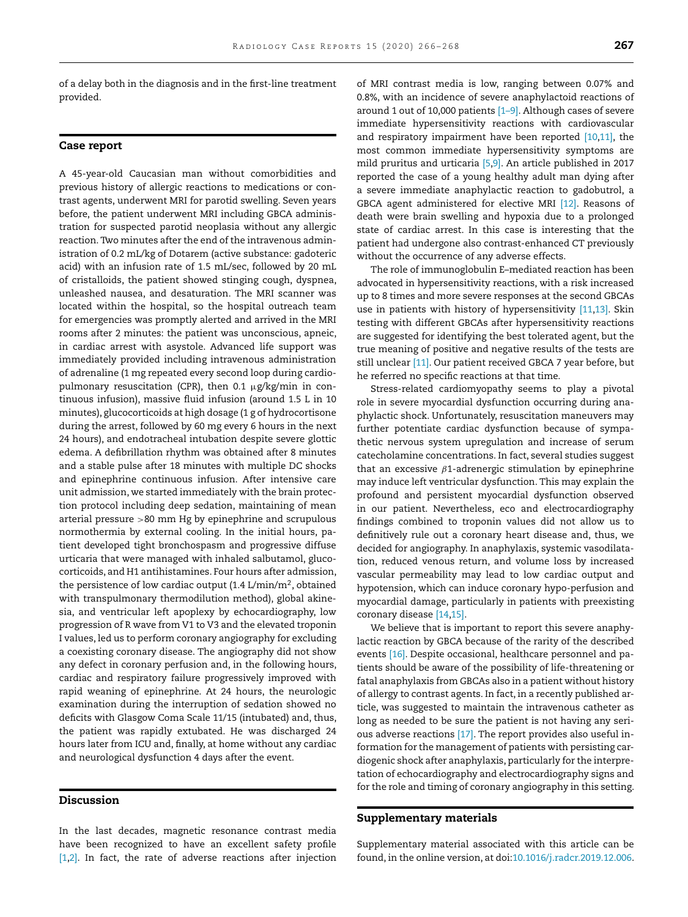of a delay both in the diagnosis and in the first-line treatment provided.

## Case report

A 45-year-old Caucasian man without comorbidities and previous history of allergic reactions to medications or contrast agents, underwent MRI for parotid swelling. Seven years before, the patient underwent MRI including GBCA administration for suspected parotid neoplasia without any allergic reaction. Two minutes after the end of the intravenous administration of 0.2 mL/kg of Dotarem (active substance: gadoteric acid) with an infusion rate of 1.5 mL/sec, followed by 20 mL of cristalloids, the patient showed stinging cough, dyspnea, unleashed nausea, and desaturation. The MRI scanner was located within the hospital, so the hospital outreach team for emergencies was promptly alerted and arrived in the MRI rooms after 2 minutes: the patient was unconscious, apneic, in cardiac arrest with asystole. Advanced life support was immediately provided including intravenous administration of adrenaline (1 mg repeated every second loop during cardiopulmonary resuscitation (CPR), then 0.1 μg/kg/min in continuous infusion), massive fluid infusion (around 1.5 L in 10 minutes), glucocorticoids at high dosage (1 g of hydrocortisone during the arrest, followed by 60 mg every 6 hours in the next 24 hours), and endotracheal intubation despite severe glottic edema. A defibrillation rhythm was obtained after 8 minutes and a stable pulse after 18 minutes with multiple DC shocks and epinephrine continuous infusion. After intensive care unit admission, we started immediately with the brain protection protocol including deep sedation, maintaining of mean arterial pressure >80 mm Hg by epinephrine and scrupulous normothermia by external cooling. In the initial hours, patient developed tight bronchospasm and progressive diffuse urticaria that were managed with inhaled salbutamol, glucocorticoids, and H1 antihistamines. Four hours after admission, the persistence of low cardiac output (1.4 L/min/$m^2$, obtained with transpulmonary thermodilution method), global akinesia, and ventricular left apoplexy by echocardiography, low progression of R wave from V1 to V3 and the elevated troponin I values, led us to perform coronary angiography for excluding a coexisting coronary disease. The angiography did not show any defect in coronary perfusion and, in the following hours, cardiac and respiratory failure progressively improved with rapid weaning of epinephrine. At 24 hours, the neurologic examination during the interruption of sedation showed no deficits with Glasgow Coma Scale 11/15 (intubated) and, thus, the patient was rapidly extubated. He was discharged 24 hours later from ICU and, finally, at home without any cardiac and neurological dysfunction 4 days after the event.

## Discussion

In the last decades, magnetic resonance contrast media have been recognized to have an excellent safety profile [1,2]. In fact, the rate of adverse reactions after injection of MRI contrast media is low, ranging between 0.07% and 0.8%, with an incidence of severe anaphylactoid reactions of around 1 out of 10,000 patients [1–9]. Although cases of severe immediate hypersensitivity reactions with cardiovascular and respiratory impairment have been reported [10,11], the most common immediate hypersensitivity symptoms are mild pruritus and urticaria [5,9]. An article published in 2017 reported the case of a young healthy adult man dying after a severe immediate anaphylactic reaction to gadobutrol, a GBCA agent administered for elective MRI [12]. Reasons of death were brain swelling and hypoxia due to a prolonged state of cardiac arrest. In this case is interesting that the patient had undergone also contrast-enhanced CT previously without the occurrence of any adverse effects.

The role of immunoglobulin E–mediated reaction has been advocated in hypersensitivity reactions, with a risk increased up to 8 times and more severe responses at the second GBCAs use in patients with history of hypersensitivity [11,13]. Skin testing with different GBCAs after hypersensitivity reactions are suggested for identifying the best tolerated agent, but the true meaning of positive and negative results of the tests are still unclear [11]. Our patient received GBCA 7 year before, but he referred no specific reactions at that time.

Stress-related cardiomyopathy seems to play a pivotal role in severe myocardial dysfunction occurring during anaphylactic shock. Unfortunately, resuscitation maneuvers may further potentiate cardiac dysfunction because of sympathetic nervous system upregulation and increase of serum catecholamine concentrations. In fact, several studies suggest that an excessive $\beta$1-adrenergic stimulation by epinephrine may induce left ventricular dysfunction. This may explain the profound and persistent myocardial dysfunction observed in our patient. Nevertheless, eco and electrocardiography findings combined to troponin values did not allow us to definitively rule out a coronary heart disease and, thus, we decided for angiography. In anaphylaxis, systemic vasodilatation, reduced venous return, and volume loss by increased vascular permeability may lead to low cardiac output and hypotension, which can induce coronary hypo-perfusion and myocardial damage, particularly in patients with preexisting coronary disease [14,15].

We believe that is important to report this severe anaphylactic reaction by GBCA because of the rarity of the described events [16]. Despite occasional, healthcare personnel and patients should be aware of the possibility of life-threatening or fatal anaphylaxis from GBCAs also in a patient without history of allergy to contrast agents. In fact, in a recently published article, was suggested to maintain the intravenous catheter as long as needed to be sure the patient is not having any serious adverse reactions [17]. The report provides also useful information for the management of patients with persisting cardiogenic shock after anaphylaxis, particularly for the interpretation of echocardiography and electrocardiography signs and for the role and timing of coronary angiography in this setting.

## Supplementary materials

Supplementary material associated with this article can be found, in the online version, at doi:10.1016/j.radcr.2019.12.006.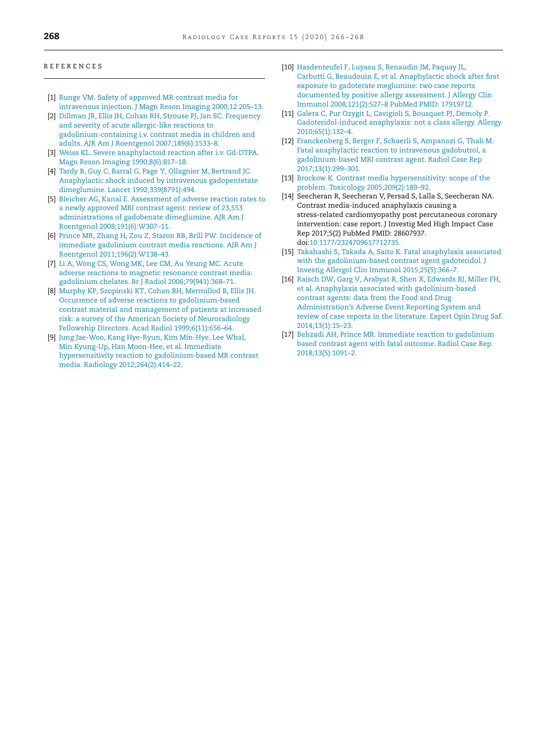## REFERENCES

[1] Runge VM. Safety of approved MR contrast media for intravenous injection. J Magn Reson Imaging 2000;12:205–13.

[2] Dillman JR, Ellis JH, Cohan RH, Strouse PJ, Jan SC. Frequency and severity of acute allergic-like reactions to gadolinium-containing i.v. contrast media in children and adults. AJR Am J Roentgenol 2007;189(6):1533–8.

[3] Weiss KL. Severe anaphylactoid reaction after i.v. Gd-DTPA. Magn Reson Imaging 1990;8(6):817–18.

[4] Tardy B, Guy C, Barral G, Page Y, Ollagnier M, Bertrand JC. Anaphylactic shock induced by intravenous gadopentetate dimeglumine. Lancet 1992;339(8791):494.

[5] Bleicher AG, Kanal E. Assessment of adverse reaction rates to a newly approved MRI contrast agent: review of 23,553 administrations of gadobenate dimeglumine. AJR Am J Roentgenol 2008;191(6):W307–11.

[6] Prince MR, Zhang H, Zou Z, Staron RB, Brill PW. Incidence of immediate gadolinium contrast media reactions. AJR Am J Roentgenol 2011;196(2):W138–43.

[7] Li A, Wong CS, Wong MK, Lee CM, Au Yeung MC. Acute adverse reactions to magnetic resonance contrast media: gadolinium chelates. Br J Radiol 2006;79(941):368–71.

[8] Murphy KP, Szopinski KT, Cohan RH, Mermillod B, Ellis JH. Occurrence of adverse reactions to gadolinium-based contrast material and management of patients at increased risk: a survey of the American Society of Neuroradiology Fellowship Directors. Acad Radiol 1999;6(11):656–64.

[9] Jung Jae-Woo, Kang Hye-Ryun, Kim Min-Hye, Lee Whal, Min Kyung-Up, Han Moon-Hee, et al. Immediate hypersensitivity reaction to gadolinium-based MR contrast media. Radiology 2012;264(2):414–22.

[10] Hasdenteufel F, Luyasu S, Renaudin JM, Paquay JL, Carbutti G, Beaudouin E, et al. Anaphylactic shock after first exposure to gadoterate meglumine: two case reports documented by positive allergy assessment. J Allergy Clin Immunol 2008;121(2):527–8 PubMed PMID: 17919712.

[11] Galera C, Pur Ozygit L, Cavigioli S, Bousquet PJ, Demoly P. Gadoteridol-induced anaphylaxis: not a class allergy. Allergy 2010;65(1):132–4.

[12] Franckenberg S, Berger F, Schaerli S, Ampanozi G, Thali M. Fatal anaphylactic reaction to intravenous gadobutrol, a gadolinium-based MRI contrast agent. Radiol Case Rep 2017;13(1):299–301.

[13] Brockow K. Contrast media hypersensitivity: scope of the problem. Toxicology 2005;209(2):189–92.

[14] Seecheran R, Seecheran V, Persad S, Lalla S, Seecheran NA. Contrast media-induced anaphylaxis causing a stress-related cardiomyopathy post percutaneous coronary intervention: case report. J Investig Med High Impact Case Rep 2017;5(2) PubMed PMID: 28607937. doi:10.1177/2324709617712735.

[15] Takahashi S, Takada A, Saito K. Fatal anaphylaxis associated with the gadolinium-based contrast agent gadoteridol. J Investig Allergol Clin Immunol 2015;25(5):366–7.

[16] Raisch DW, Garg V, Arabyat R, Shen X, Edwards BJ, Miller FH, et al. Anaphylaxis associated with gadolinium-based contrast agents: data from the Food and Drug Administration's Adverse Event Reporting System and review of case reports in the literature. Expert Opin Drug Saf. 2014;13(1):15–23.

[17] Behzadi AH, Prince MR. Immediate reaction to gadolinium based contrast agent with fatal outcome. Radiol Case Rep. 2018;13(5):1091–2.